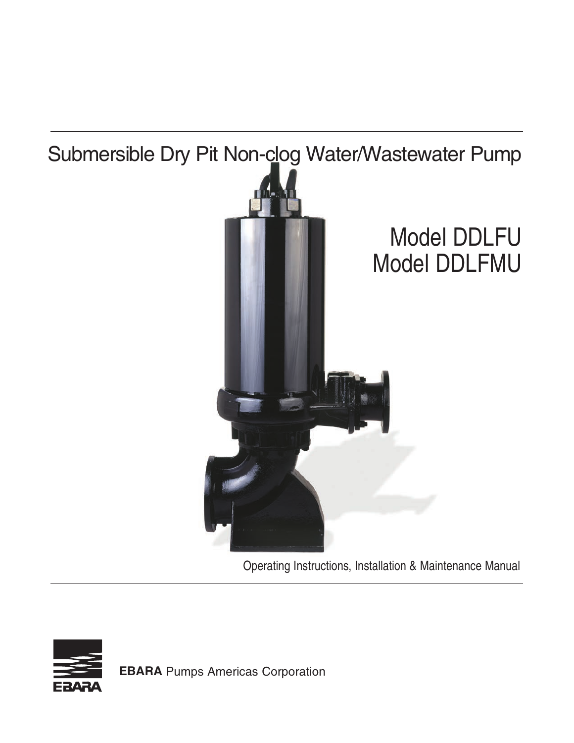# Submersible Dry Pit Non-clog Water/Wastewater Pump

## Model DDLFU
## Model DDLFMU

Operating Instructions, Installation & Maintenance Manual

**EBARA** Pumps Americas Corporation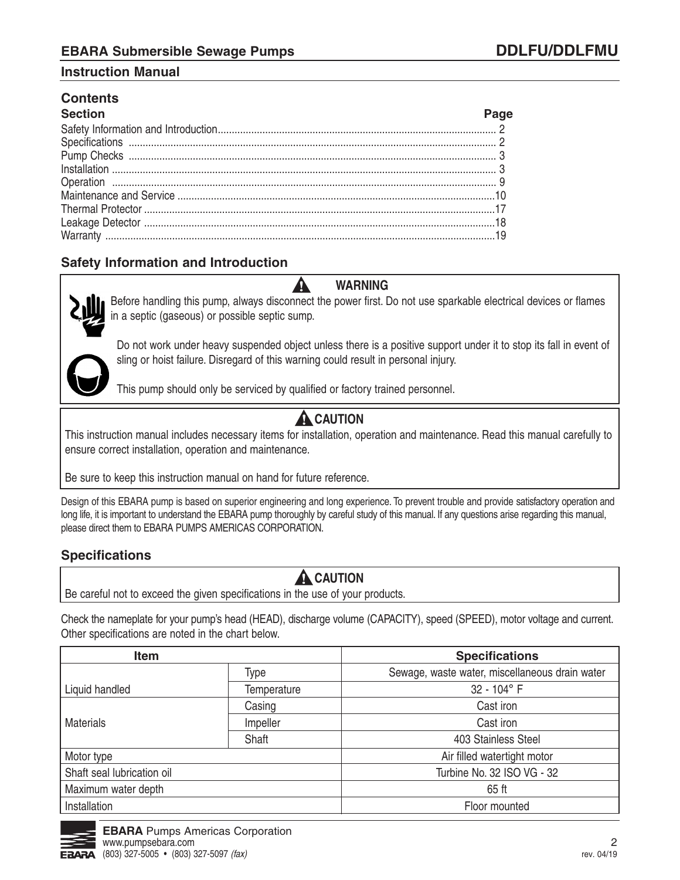# EBARA Submersible Sewage Pumps — DDLFU/DDLFMU

## Instruction Manual

## Contents

| Section | Page |
| --- | --- |
| Safety Information and Introduction | 2 |
| Specifications | 2 |
| Pump Checks | 3 |
| Installation | 3 |
| Operation | 9 |
| Maintenance and Service | 10 |
| Thermal Protector | 17 |
| Leakage Detector | 18 |
| Warranty | 19 |

## Safety Information and Introduction

**WARNING**

Before handling this pump, always disconnect the power first. Do not use sparkable electrical devices or flames in a septic (gaseous) or possible septic sump.

Do not work under heavy suspended object unless there is a positive support under it to stop its fall in event of sling or hoist failure. Disregard of this warning could result in personal injury.

This pump should only be serviced by qualified or factory trained personnel.

**CAUTION**

This instruction manual includes necessary items for installation, operation and maintenance. Read this manual carefully to ensure correct installation, operation and maintenance.

Be sure to keep this instruction manual on hand for future reference.

Design of this EBARA pump is based on superior engineering and long experience. To prevent trouble and provide satisfactory operation and long life, it is important to understand the EBARA pump thoroughly by careful study of this manual. If any questions arise regarding this manual, please direct them to EBARA PUMPS AMERICAS CORPORATION.

## Specifications

**CAUTION**

Be careful not to exceed the given specifications in the use of your products.

Check the nameplate for your pump's head (HEAD), discharge volume (CAPACITY), speed (SPEED), motor voltage and current. Other specifications are noted in the chart below.

| Item | | Specifications |
| --- | --- | --- |
| Liquid handled | Type | Sewage, waste water, miscellaneous drain water |
| | Temperature | 32 - 104° F |
| Materials | Casing | Cast iron |
| | Impeller | Cast iron |
| | Shaft | 403 Stainless Steel |
| Motor type | | Air filled watertight motor |
| Shaft seal lubrication oil | | Turbine No. 32 ISO VG - 32 |
| Maximum water depth | | 65 ft |
| Installation | | Floor mounted |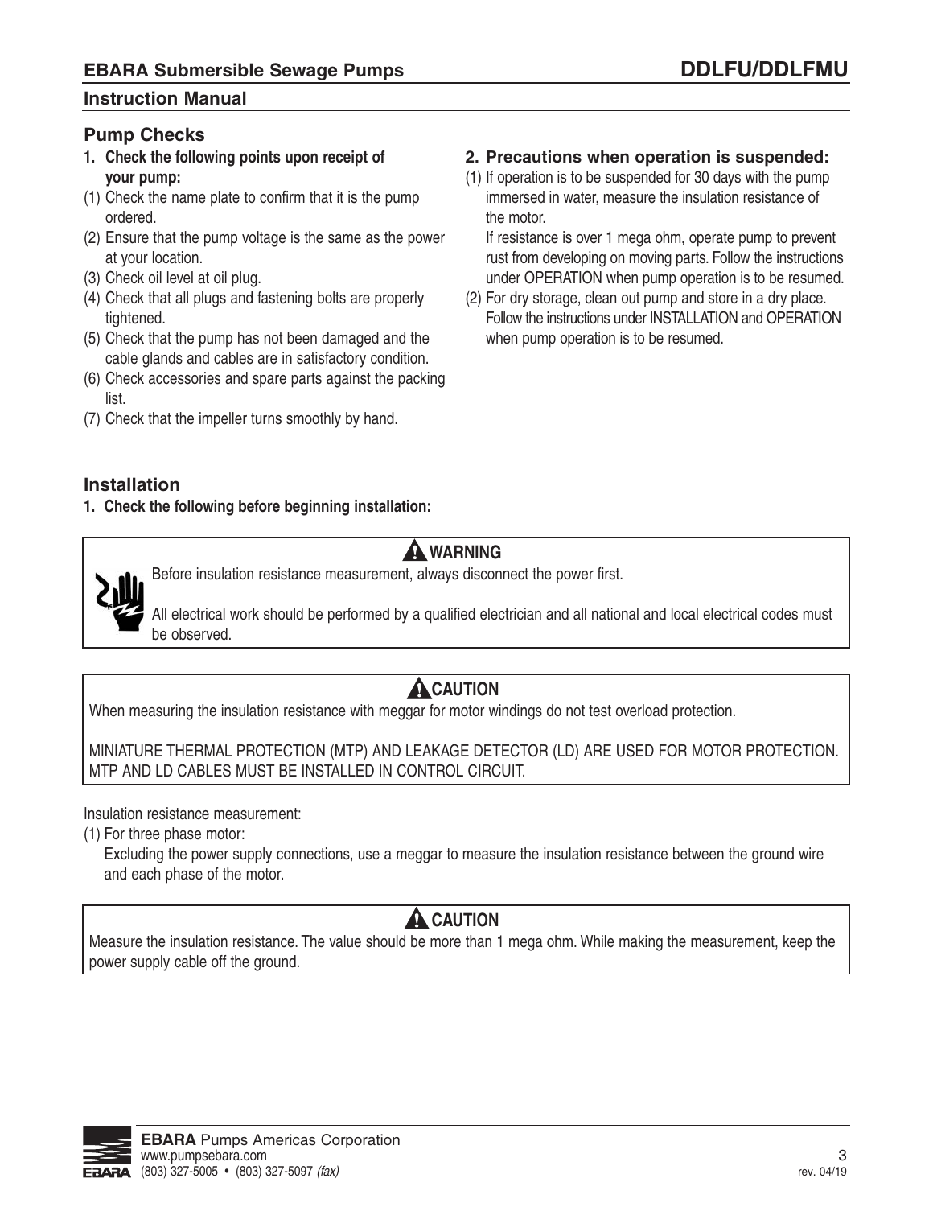## Pump Checks

**1. Check the following points upon receipt of your pump:**

(1) Check the name plate to confirm that it is the pump ordered.
(2) Ensure that the pump voltage is the same as the power at your location.
(3) Check oil level at oil plug.
(4) Check that all plugs and fastening bolts are properly tightened.
(5) Check that the pump has not been damaged and the cable glands and cables are in satisfactory condition.
(6) Check accessories and spare parts against the packing list.
(7) Check that the impeller turns smoothly by hand.

**2. Precautions when operation is suspended:**

(1) If operation is to be suspended for 30 days with the pump immersed in water, measure the insulation resistance of the motor.
If resistance is over 1 mega ohm, operate pump to prevent rust from developing on moving parts. Follow the instructions under OPERATION when pump operation is to be resumed.
(2) For dry storage, clean out pump and store in a dry place. Follow the instructions under INSTALLATION and OPERATION when pump operation is to be resumed.

## Installation

**1. Check the following before beginning installation:**

> **WARNING**
>
> Before insulation resistance measurement, always disconnect the power first.
>
> All electrical work should be performed by a qualified electrician and all national and local electrical codes must be observed.

> **CAUTION**
>
> When measuring the insulation resistance with meggar for motor windings do not test overload protection.
>
> MINIATURE THERMAL PROTECTION (MTP) AND LEAKAGE DETECTOR (LD) ARE USED FOR MOTOR PROTECTION. MTP AND LD CABLES MUST BE INSTALLED IN CONTROL CIRCUIT.

Insulation resistance measurement:

(1) For three phase motor:
Excluding the power supply connections, use a meggar to measure the insulation resistance between the ground wire and each phase of the motor.

> **CAUTION**
>
> Measure the insulation resistance. The value should be more than 1 mega ohm. While making the measurement, keep the power supply cable off the ground.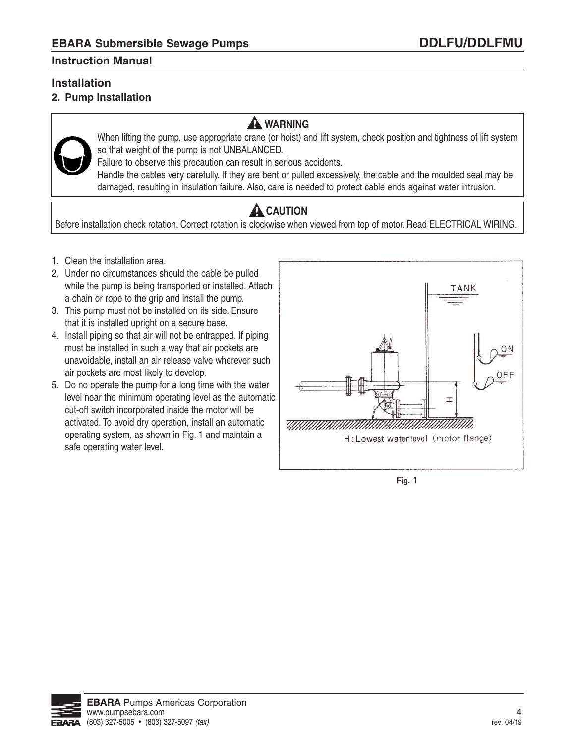## Installation

### 2. Pump Installation

> **⚠ WARNING**
>
> When lifting the pump, use appropriate crane (or hoist) and lift system, check position and tightness of lift system so that weight of the pump is not UNBALANCED.
> Failure to observe this precaution can result in serious accidents.
> Handle the cables very carefully. If they are bent or pulled excessively, the cable and the moulded seal may be damaged, resulting in insulation failure. Also, care is needed to protect cable ends against water intrusion.

> **⚠ CAUTION**
>
> Before installation check rotation. Correct rotation is clockwise when viewed from top of motor. Read ELECTRICAL WIRING.

1. Clean the installation area.
2. Under no circumstances should the cable be pulled while the pump is being transported or installed. Attach a chain or rope to the grip and install the pump.
3. This pump must not be installed on its side. Ensure that it is installed upright on a secure base.
4. Install piping so that air will not be entrapped. If piping must be installed in such a way that air pockets are unavoidable, install an air release valve wherever such air pockets are most likely to develop.
5. Do no operate the pump for a long time with the water level near the minimum operating level as the automatic cut-off switch incorporated inside the motor will be activated. To avoid dry operation, install an automatic operating system, as shown in Fig. 1 and maintain a safe operating water level.

TANK

ON

OFF

H

H: Lowest waterlevel (motor flange)

Fig. 1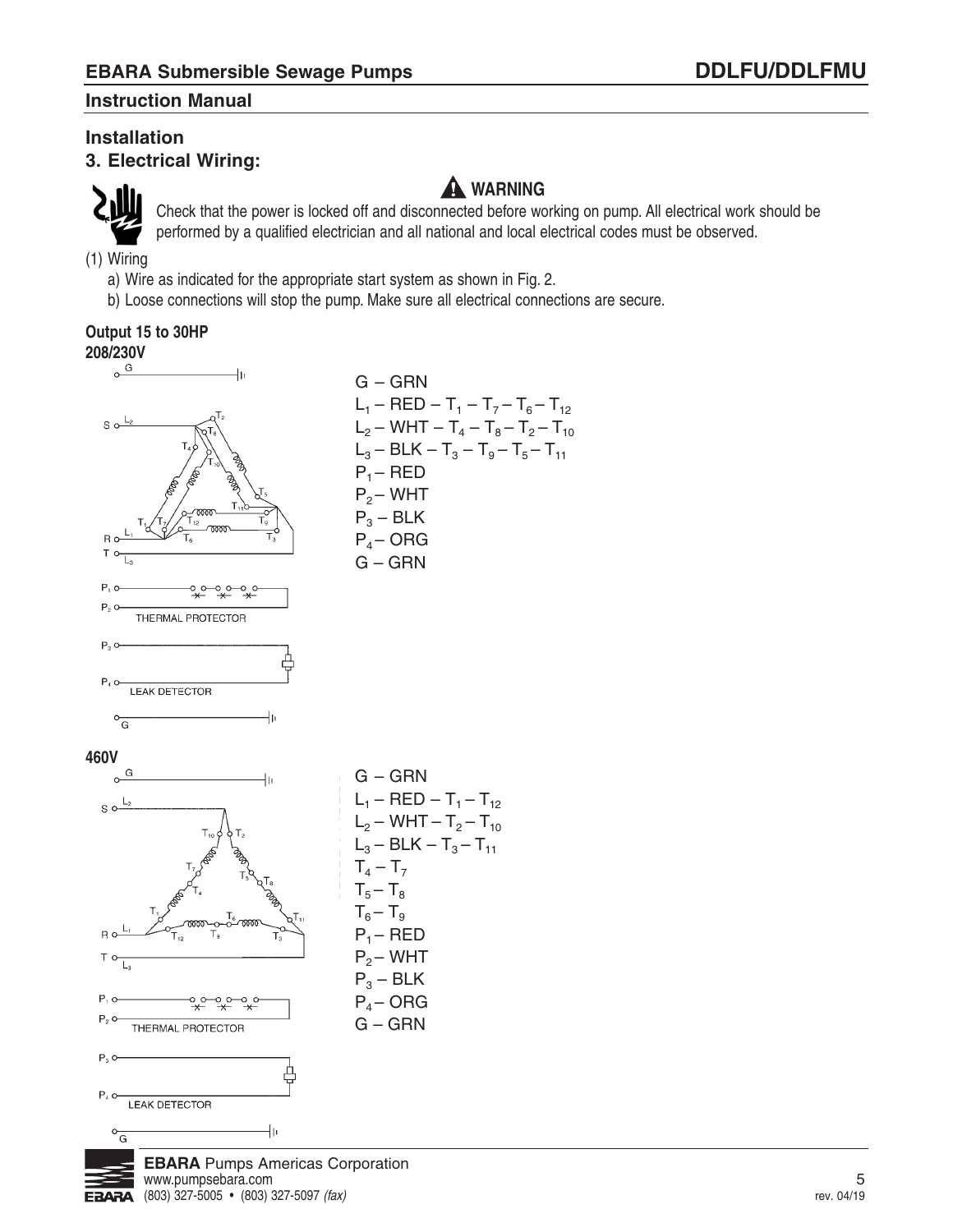## Installation

### 3. Electrical Wiring:

**⚠ WARNING**

Check that the power is locked off and disconnected before working on pump. All electrical work should be performed by a qualified electrician and all national and local electrical codes must be observed.

(1) Wiring

a) Wire as indicated for the appropriate start system as shown in Fig. 2.

b) Loose connections will stop the pump. Make sure all electrical connections are secure.

**Output 15 to 30HP**

**208/230V**

G – GRN
$L_1$ – RED – $T_1$ – $T_7$ – $T_6$ – $T_{12}$
$L_2$ – WHT – $T_4$ – $T_8$ – $T_2$ – $T_{10}$
$L_3$ – BLK – $T_3$ – $T_9$ – $T_5$ – $T_{11}$
$P_1$ – RED
$P_2$ – WHT
$P_3$ – BLK
$P_4$ – ORG
G – GRN

THERMAL PROTECTOR

LEAK DETECTOR

**460V**

G – GRN
$L_1$ – RED – $T_1$ – $T_{12}$
$L_2$ – WHT – $T_2$ – $T_{10}$
$L_3$ – BLK – $T_3$ – $T_{11}$
$T_4$ – $T_7$
$T_5$ – $T_8$
$T_6$ – $T_9$
$P_1$ – RED
$P_2$ – WHT
$P_3$ – BLK
$P_4$ – ORG
G – GRN

THERMAL PROTECTOR

LEAK DETECTOR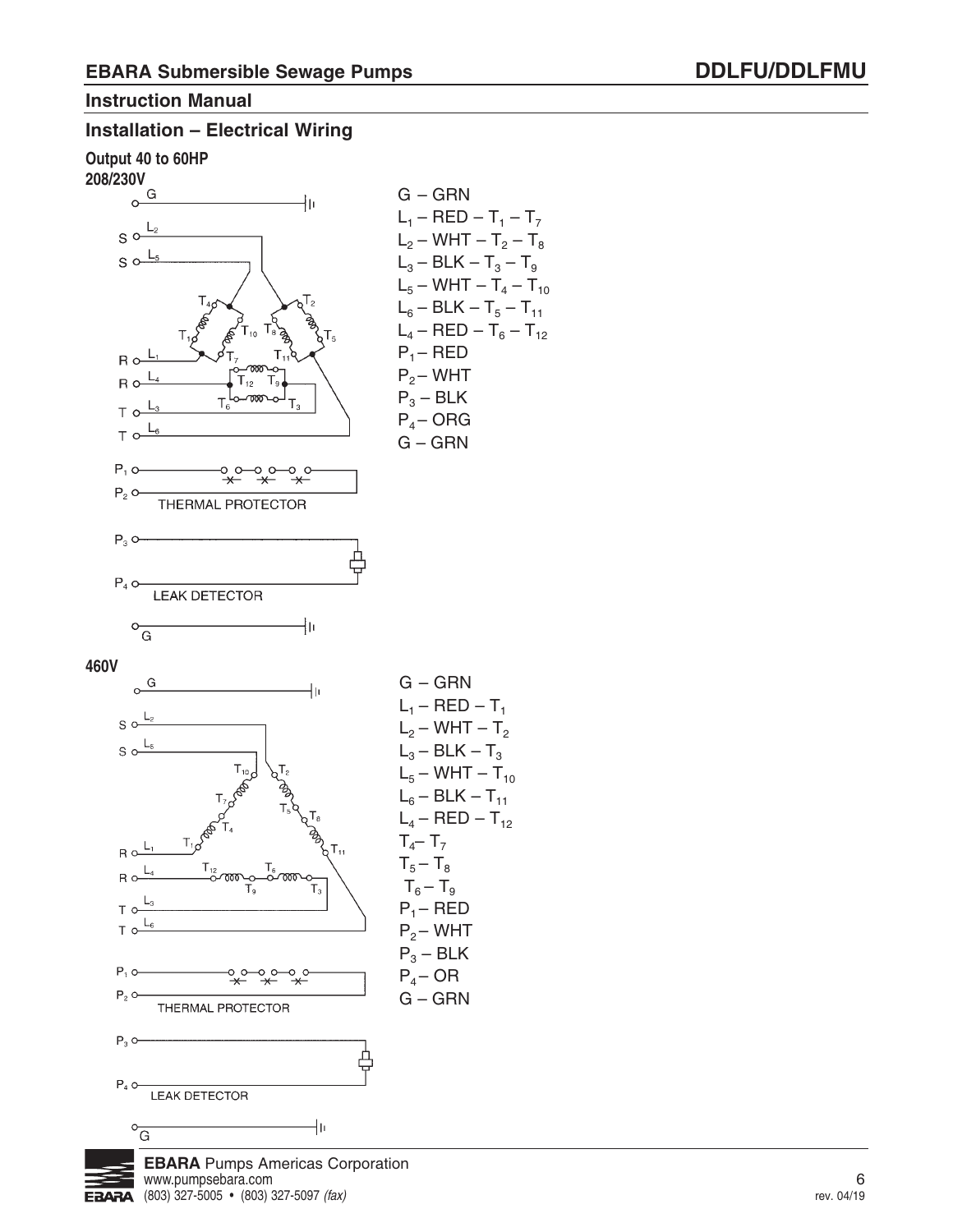## Instruction Manual

### Installation – Electrical Wiring

**Output 40 to 60HP**

**208/230V**

G – GRN
$L_1$ – RED – $T_1$ – $T_7$
$L_2$ – WHT – $T_2$ – $T_8$
$L_3$ – BLK – $T_3$ – $T_9$
$L_5$ – WHT – $T_4$ – $T_{10}$
$L_6$ – BLK – $T_5$ – $T_{11}$
$L_4$ – RED – $T_6$ – $T_{12}$
$P_1$ – RED
$P_2$ – WHT
$P_3$ – BLK
$P_4$ – ORG
G – GRN

THERMAL PROTECTOR

LEAK DETECTOR

**460V**

G – GRN
$L_1$ – RED – $T_1$
$L_2$ – WHT – $T_2$
$L_3$ – BLK – $T_3$
$L_5$ – WHT – $T_{10}$
$L_6$ – BLK – $T_{11}$
$L_4$ – RED – $T_{12}$
$T_4$ – $T_7$
$T_5$ – $T_8$
$T_6$ – $T_9$
$P_1$ – RED
$P_2$ – WHT
$P_3$ – BLK
$P_4$ – OR
G – GRN

THERMAL PROTECTOR

LEAK DETECTOR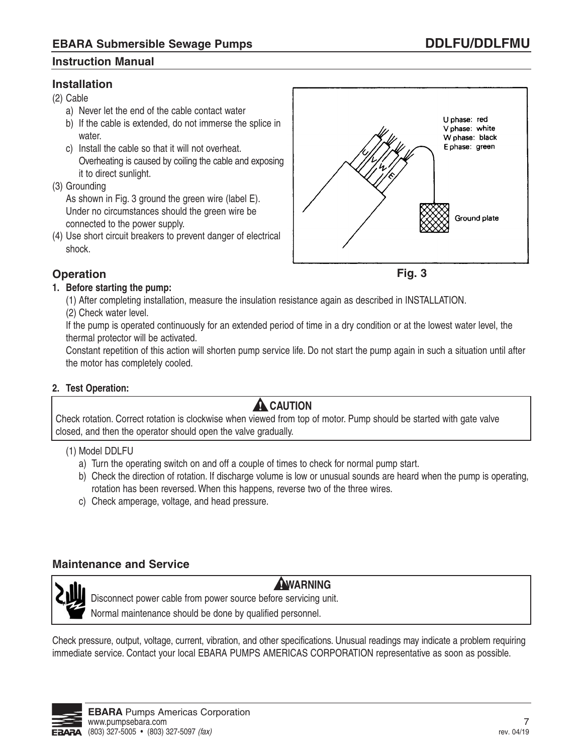## Installation

(2) Cable

a) Never let the end of the cable contact water

b) If the cable is extended, do not immerse the splice in water.

c) Install the cable so that it will not overheat. Overheating is caused by coiling the cable and exposing it to direct sunlight.

(3) Grounding

As shown in Fig. 3 ground the green wire (label E). Under no circumstances should the green wire be connected to the power supply.

(4) Use short circuit breakers to prevent danger of electrical shock.

U phase: red
V phase: white
W phase: black
E phase: green

Ground plate

Fig. 3

## Operation

**1. Before starting the pump:**

(1) After completing installation, measure the insulation resistance again as described in INSTALLATION.

(2) Check water level.

If the pump is operated continuously for an extended period of time in a dry condition or at the lowest water level, the thermal protector will be activated.

Constant repetition of this action will shorten pump service life. Do not start the pump again in such a situation until after the motor has completely cooled.

**2. Test Operation:**

> **⚠ CAUTION**
>
> Check rotation. Correct rotation is clockwise when viewed from top of motor. Pump should be started with gate valve closed, and then the operator should open the valve gradually.

(1) Model DDLFU

a) Turn the operating switch on and off a couple of times to check for normal pump start.

b) Check the direction of rotation. If discharge volume is low or unusual sounds are heard when the pump is operating, rotation has been reversed. When this happens, reverse two of the three wires.

c) Check amperage, voltage, and head pressure.

## Maintenance and Service

> **⚠ WARNING**
>
> Disconnect power cable from power source before servicing unit.
>
> Normal maintenance should be done by qualified personnel.

Check pressure, output, voltage, current, vibration, and other specifications. Unusual readings may indicate a problem requiring immediate service. Contact your local EBARA PUMPS AMERICAS CORPORATION representative as soon as possible.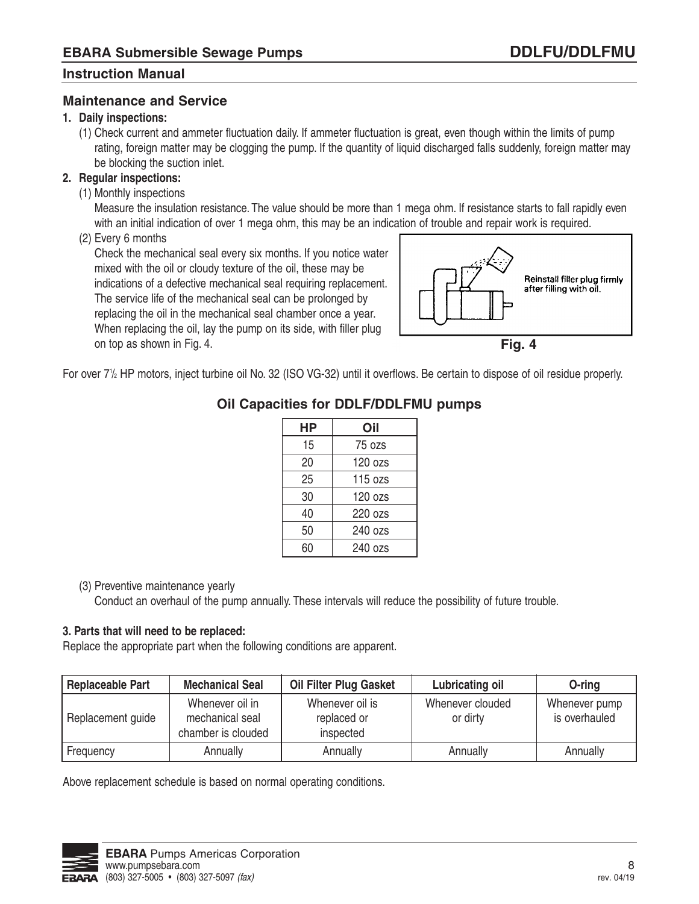## Maintenance and Service

**1. Daily inspections:**

(1) Check current and ammeter fluctuation daily. If ammeter fluctuation is great, even though within the limits of pump rating, foreign matter may be clogging the pump. If the quantity of liquid discharged falls suddenly, foreign matter may be blocking the suction inlet.

**2. Regular inspections:**

(1) Monthly inspections

Measure the insulation resistance. The value should be more than 1 mega ohm. If resistance starts to fall rapidly even with an initial indication of over 1 mega ohm, this may be an indication of trouble and repair work is required.

(2) Every 6 months

Check the mechanical seal every six months. If you notice water mixed with the oil or cloudy texture of the oil, these may be indications of a defective mechanical seal requiring replacement. The service life of the mechanical seal can be prolonged by replacing the oil in the mechanical seal chamber once a year. When replacing the oil, lay the pump on its side, with filler plug on top as shown in Fig. 4.

Reinstall filler plug firmly after filling with oil.

**Fig. 4**

For over 7½ HP motors, inject turbine oil No. 32 (ISO VG-32) until it overflows. Be certain to dispose of oil residue properly.

### Oil Capacities for DDLF/DDLFMU pumps

| HP | Oil |
|---|---|
| 15 | 75 ozs |
| 20 | 120 ozs |
| 25 | 115 ozs |
| 30 | 120 ozs |
| 40 | 220 ozs |
| 50 | 240 ozs |
| 60 | 240 ozs |

(3) Preventive maintenance yearly

Conduct an overhaul of the pump annually. These intervals will reduce the possibility of future trouble.

**3. Parts that will need to be replaced:**

Replace the appropriate part when the following conditions are apparent.

| Replaceable Part | Mechanical Seal | Oil Filter Plug Gasket | Lubricating oil | O-ring |
|---|---|---|---|---|
| Replacement guide | Whenever oil in mechanical seal chamber is clouded | Whenever oil is replaced or inspected | Whenever clouded or dirty | Whenever pump is overhauled |
| Frequency | Annually | Annually | Annually | Annually |

Above replacement schedule is based on normal operating conditions.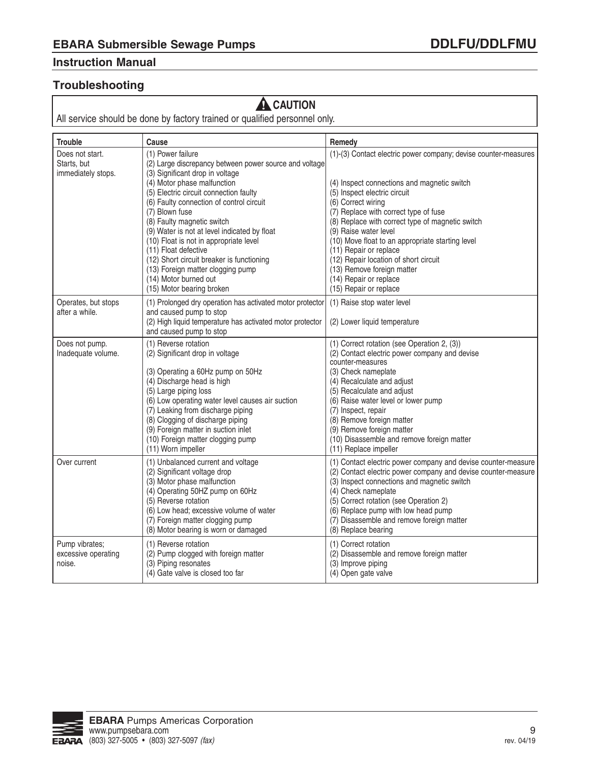## Troubleshooting

**⚠ CAUTION**

All service should be done by factory trained or qualified personnel only.

| Trouble | Cause | Remedy |
|---|---|---|
| Does not start. Starts, but immediately stops. | (1) Power failure<br>(2) Large discrepancy between power source and voltage<br>(3) Significant drop in voltage<br>(4) Motor phase malfunction<br>(5) Electric circuit connection faulty<br>(6) Faulty connection of control circuit<br>(7) Blown fuse<br>(8) Faulty magnetic switch<br>(9) Water is not at level indicated by float<br>(10) Float is not in appropriate level<br>(11) Float defective<br>(12) Short circuit breaker is functioning<br>(13) Foreign matter clogging pump<br>(14) Motor burned out<br>(15) Motor bearing broken | (1)-(3) Contact electric power company; devise counter-measures<br>(4) Inspect connections and magnetic switch<br>(5) Inspect electric circuit<br>(6) Correct wiring<br>(7) Replace with correct type of fuse<br>(8) Replace with correct type of magnetic switch<br>(9) Raise water level<br>(10) Move float to an appropriate starting level<br>(11) Repair or replace<br>(12) Repair location of short circuit<br>(13) Remove foreign matter<br>(14) Repair or replace<br>(15) Repair or replace |
| Operates, but stops after a while. | (1) Prolonged dry operation has activated motor protector and caused pump to stop<br>(2) High liquid temperature has activated motor protector and caused pump to stop | (1) Raise stop water level<br>(2) Lower liquid temperature |
| Does not pump. Inadequate volume. | (1) Reverse rotation<br>(2) Significant drop in voltage<br>(3) Operating a 60Hz pump on 50Hz<br>(4) Discharge head is high<br>(5) Large piping loss<br>(6) Low operating water level causes air suction<br>(7) Leaking from discharge piping<br>(8) Clogging of discharge piping<br>(9) Foreign matter in suction inlet<br>(10) Foreign matter clogging pump<br>(11) Worn impeller | (1) Correct rotation (see Operation 2, (3))<br>(2) Contact electric power company and devise counter-measures<br>(3) Check nameplate<br>(4) Recalculate and adjust<br>(5) Recalculate and adjust<br>(6) Raise water level or lower pump<br>(7) Inspect, repair<br>(8) Remove foreign matter<br>(9) Remove foreign matter<br>(10) Disassemble and remove foreign matter<br>(11) Replace impeller |
| Over current | (1) Unbalanced current and voltage<br>(2) Significant voltage drop<br>(3) Motor phase malfunction<br>(4) Operating 50HZ pump on 60Hz<br>(5) Reverse rotation<br>(6) Low head; excessive volume of water<br>(7) Foreign matter clogging pump<br>(8) Motor bearing is worn or damaged | (1) Contact electric power company and devise counter-measure<br>(2) Contact electric power company and devise counter-measure<br>(3) Inspect connections and magnetic switch<br>(4) Check nameplate<br>(5) Correct rotation (see Operation 2)<br>(6) Replace pump with low head pump<br>(7) Disassemble and remove foreign matter<br>(8) Replace bearing |
| Pump vibrates; excessive operating noise. | (1) Reverse rotation<br>(2) Pump clogged with foreign matter<br>(3) Piping resonates<br>(4) Gate valve is closed too far | (1) Correct rotation<br>(2) Disassemble and remove foreign matter<br>(3) Improve piping<br>(4) Open gate valve |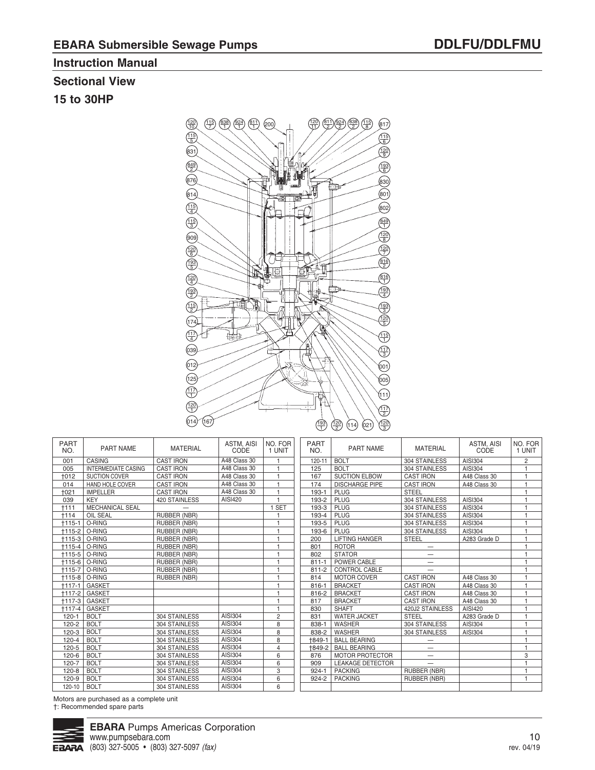## EBARA Submersible Sewage Pumps

## DDLFU/DDLFMU

### Instruction Manual

### Sectional View

### 15 to 30HP

| PART NO. | PART NAME | MATERIAL | ASTM, AISI CODE | NO. FOR 1 UNIT |
|---|---|---|---|---|
| 001 | CASING | CAST IRON | A48 Class 30 | 1 |
| 005 | INTERMEDIATE CASING | CAST IRON | A48 Class 30 | 1 |
| †012 | SUCTION COVER | CAST IRON | A48 Class 30 | 1 |
| 014 | HAND HOLE COVER | CAST IRON | A48 Class 30 | 1 |
| †021 | IMPELLER | CAST IRON | A48 Class 30 | 1 |
| 039 | KEY | 420 STAINLESS | AISI420 | 1 |
| †111 | MECHANICAL SEAL | — | | 1 SET |
| †114 | OIL SEAL | RUBBER (NBR) | | 1 |
| †115-1 | O-RING | RUBBER (NBR) | | 1 |
| †115-2 | O-RING | RUBBER (NBR) | | 1 |
| †115-3 | O-RING | RUBBER (NBR) | | 1 |
| †115-4 | O-RING | RUBBER (NBR) | | 1 |
| †115-5 | O-RING | RUBBER (NBR) | | 1 |
| †115-6 | O-RING | RUBBER (NBR) | | 1 |
| †115-7 | O-RING | RUBBER (NBR) | | 1 |
| †115-8 | O-RING | RUBBER (NBR) | | 1 |
| †117-1 | GASKET | | | 1 |
| †117-2 | GASKET | | | 1 |
| †117-3 | GASKET | | | 1 |
| †117-4 | GASKET | | | 1 |
| 120-1 | BOLT | 304 STAINLESS | AISI304 | 2 |
| 120-2 | BOLT | 304 STAINLESS | AISI304 | 8 |
| 120-3 | BOLT | 304 STAINLESS | AISI304 | 8 |
| 120-4 | BOLT | 304 STAINLESS | AISI304 | 8 |
| 120-5 | BOLT | 304 STAINLESS | AISI304 | 4 |
| 120-6 | BOLT | 304 STAINLESS | AISI304 | 6 |
| 120-7 | BOLT | 304 STAINLESS | AISI304 | 6 |
| 120-8 | BOLT | 304 STAINLESS | AISI304 | 3 |
| 120-9 | BOLT | 304 STAINLESS | AISI304 | 6 |
| 120-10 | BOLT | 304 STAINLESS | AISI304 | 6 |

| PART NO. | PART NAME | MATERIAL | ASTM, AISI CODE | NO. FOR 1 UNIT |
|---|---|---|---|---|
| 120-11 | BOLT | 304 STAINLESS | AISI304 | 2 |
| 125 | BOLT | 304 STAINLESS | AISI304 | 1 |
| 167 | SUCTION ELBOW | CAST IRON | A48 Class 30 | 1 |
| 174 | DISCHARGE PIPE | CAST IRON | A48 Class 30 | 1 |
| 193-1 | PLUG | STEEL | | 1 |
| 193-2 | PLUG | 304 STAINLESS | AISI304 | 1 |
| 193-3 | PLUG | 304 STAINLESS | AISI304 | 1 |
| 193-4 | PLUG | 304 STAINLESS | AISI304 | 1 |
| 193-5 | PLUG | 304 STAINLESS | AISI304 | 1 |
| 193-6 | PLUG | 304 STAINLESS | AISI304 | 1 |
| 200 | LIFTING HANGER | STEEL | A283 Grade D | 1 |
| 801 | ROTOR | — | | 1 |
| 802 | STATOR | — | | 1 |
| 811-1 | POWER CABLE | — | | 1 |
| 811-2 | CONTROL CABLE | — | | 1 |
| 814 | MOTOR COVER | CAST IRON | A48 Class 30 | 1 |
| 816-1 | BRACKET | CAST IRON | A48 Class 30 | 1 |
| 816-2 | BRACKET | CAST IRON | A48 Class 30 | 1 |
| 817 | BRACKET | CAST IRON | A48 Class 30 | 1 |
| 830 | SHAFT | 420J2 STAINLESS | AISI420 | 1 |
| 831 | WATER JACKET | STEEL | A283 Grade D | 1 |
| 838-1 | WASHER | 304 STAINLESS | AISI304 | 1 |
| 838-2 | WASHER | 304 STAINLESS | AISI304 | 1 |
| †849-1 | BALL BEARING | — | | 1 |
| †849-2 | BALL BEARING | — | | 1 |
| 876 | MOTOR PROTECTOR | — | | 3 |
| 909 | LEAKAGE DETECTOR | — | | 1 |
| 924-1 | PACKING | RUBBER (NBR) | | 1 |
| 924-2 | PACKING | RUBBER (NBR) | | 1 |

Motors are purchased as a complete unit

†: Recommended spare parts

**EBARA** Pumps Americas Corporation
www.pumpsebara.com
(803) 327-5005 • (803) 327-5097 *(fax)*

rev. 04/19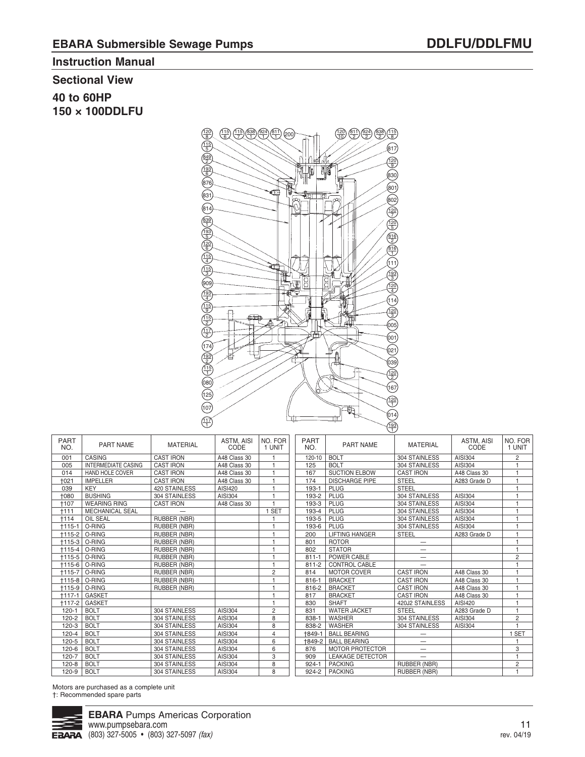## EBARA Submersible Sewage Pumps

## DDLFU/DDLFMU

### Instruction Manual

### Sectional View

### 40 to 60HP
### 150 × 100DDLFU

| PART NO. | PART NAME | MATERIAL | ASTM, AISI CODE | NO. FOR 1 UNIT | PART NO. | PART NAME | MATERIAL | ASTM, AISI CODE | NO. FOR 1 UNIT |
|---|---|---|---|---|---|---|---|---|---|
| 001 | CASING | CAST IRON | A48 Class 30 | 1 | 120-10 | BOLT | 304 STAINLESS | AISI304 | 2 |
| 005 | INTERMEDIATE CASING | CAST IRON | A48 Class 30 | 1 | 125 | BOLT | 304 STAINLESS | AISI304 | 1 |
| 014 | HAND HOLE COVER | CAST IRON | A48 Class 30 | 1 | 167 | SUCTION ELBOW | CAST IRON | A48 Class 30 | 1 |
| †021 | IMPELLER | CAST IRON | A48 Class 30 | 1 | 174 | DISCHARGE PIPE | STEEL | A283 Grade D | 1 |
| 039 | KEY | 420 STAINLESS | AISI420 | 1 | 193-1 | PLUG | STEEL | | 1 |
| †080 | BUSHING | 304 STAINLESS | AISI304 | 1 | 193-2 | PLUG | 304 STAINLESS | AISI304 | 1 |
| †107 | WEARING RING | CAST IRON | A48 Class 30 | 1 | 193-3 | PLUG | 304 STAINLESS | AISI304 | 1 |
| †111 | MECHANICAL SEAL | — | | 1 SET | 193-4 | PLUG | 304 STAINLESS | AISI304 | 1 |
| †114 | OIL SEAL | RUBBER (NBR) | | 1 | 193-5 | PLUG | 304 STAINLESS | AISI304 | 1 |
| †115-1 | O-RING | RUBBER (NBR) | | 1 | 193-6 | PLUG | 304 STAINLESS | AISI304 | 1 |
| †115-2 | O-RING | RUBBER (NBR) | | 1 | 200 | LIFTING HANGER | STEEL | A283 Grade D | 1 |
| †115-3 | O-RING | RUBBER (NBR) | | 1 | 801 | ROTOR | — | | 1 |
| †115-4 | O-RING | RUBBER (NBR) | | 1 | 802 | STATOR | — | | 1 |
| †115-5 | O-RING | RUBBER (NBR) | | 1 | 811-1 | POWER CABLE | — | | 2 |
| †115-6 | O-RING | RUBBER (NBR) | | 1 | 811-2 | CONTROL CABLE | — | | 1 |
| †115-7 | O-RING | RUBBER (NBR) | | 2 | 814 | MOTOR COVER | CAST IRON | A48 Class 30 | 1 |
| †115-8 | O-RING | RUBBER (NBR) | | 1 | 816-1 | BRACKET | CAST IRON | A48 Class 30 | 1 |
| †115-9 | O-RING | RUBBER (NBR) | | 1 | 816-2 | BRACKET | CAST IRON | A48 Class 30 | 1 |
| †117-1 | GASKET | | | 1 | 817 | BRACKET | CAST IRON | A48 Class 30 | 1 |
| †117-2 | GASKET | | | 1 | 830 | SHAFT | 420J2 STAINLESS | AISI420 | 1 |
| 120-1 | BOLT | 304 STAINLESS | AISI304 | 2 | 831 | WATER JACKET | STEEL | A283 Grade D | 1 |
| 120-2 | BOLT | 304 STAINLESS | AISI304 | 8 | 838-1 | WASHER | 304 STAINLESS | AISI304 | 2 |
| 120-3 | BOLT | 304 STAINLESS | AISI304 | 8 | 838-2 | WASHER | 304 STAINLESS | AISI304 | 1 |
| 120-4 | BOLT | 304 STAINLESS | AISI304 | 4 | †849-1 | BALL BEARING | — | | 1 SET |
| 120-5 | BOLT | 304 STAINLESS | AISI304 | 6 | †849-2 | BALL BEARING | — | | 1 |
| 120-6 | BOLT | 304 STAINLESS | AISI304 | 6 | 876 | MOTOR PROTECTOR | — | | 3 |
| 120-7 | BOLT | 304 STAINLESS | AISI304 | 3 | 909 | LEAKAGE DETECTOR | — | | 1 |
| 120-8 | BOLT | 304 STAINLESS | AISI304 | 8 | 924-1 | PACKING | RUBBER (NBR) | | 2 |
| 120-9 | BOLT | 304 STAINLESS | AISI304 | 8 | 924-2 | PACKING | RUBBER (NBR) | | 1 |

Motors are purchased as a complete unit
†: Recommended spare parts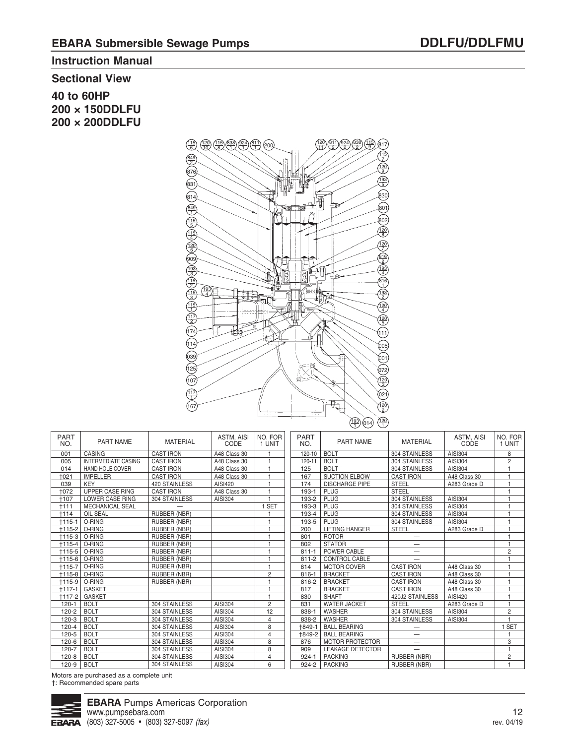## Instruction Manual

### Sectional View

### 40 to 60HP
### 200 × 150DDLFU
### 200 × 200DDLFU

| PART NO. | PART NAME | MATERIAL | ASTM, AISI CODE | NO. FOR 1 UNIT |
|---|---|---|---|---|
| 001 | CASING | CAST IRON | A48 Class 30 | 1 |
| 005 | INTERMEDIATE CASING | CAST IRON | A48 Class 30 | 1 |
| 014 | HAND HOLE COVER | CAST IRON | A48 Class 30 | 1 |
| †021 | IMPELLER | CAST IRON | A48 Class 30 | 1 |
| 039 | KEY | 420 STAINLESS | AISI420 | 1 |
| †072 | UPPER CASE RING | CAST IRON | A48 Class 30 | 1 |
| †107 | LOWER CASE RING | 304 STAINLESS | AISI304 | 1 |
| †111 | MECHANICAL SEAL | — | | 1 SET |
| †114 | OIL SEAL | RUBBER (NBR) | | 1 |
| †115-1 | O-RING | RUBBER (NBR) | | 1 |
| †115-2 | O-RING | RUBBER (NBR) | | 1 |
| †115-3 | O-RING | RUBBER (NBR) | | 1 |
| †115-4 | O-RING | RUBBER (NBR) | | 1 |
| †115-5 | O-RING | RUBBER (NBR) | | 1 |
| †115-6 | O-RING | RUBBER (NBR) | | 1 |
| †115-7 | O-RING | RUBBER (NBR) | | 1 |
| †115-8 | O-RING | RUBBER (NBR) | | 2 |
| †115-9 | O-RING | RUBBER (NBR) | | 1 |
| †117-1 | GASKET | | | 1 |
| †117-2 | GASKET | | | 1 |
| 120-1 | BOLT | 304 STAINLESS | AISI304 | 2 |
| 120-2 | BOLT | 304 STAINLESS | AISI304 | 12 |
| 120-3 | BOLT | 304 STAINLESS | AISI304 | 4 |
| 120-4 | BOLT | 304 STAINLESS | AISI304 | 8 |
| 120-5 | BOLT | 304 STAINLESS | AISI304 | 4 |
| 120-6 | BOLT | 304 STAINLESS | AISI304 | 8 |
| 120-7 | BOLT | 304 STAINLESS | AISI304 | 8 |
| 120-8 | BOLT | 304 STAINLESS | AISI304 | 4 |
| 120-9 | BOLT | 304 STAINLESS | AISI304 | 6 |
| 120-10 | BOLT | 304 STAINLESS | AISI304 | 8 |
| 120-11 | BOLT | 304 STAINLESS | AISI304 | 2 |
| 125 | BOLT | 304 STAINLESS | AISI304 | 1 |
| 167 | SUCTION ELBOW | CAST IRON | A48 Class 30 | 1 |
| 174 | DISCHARGE PIPE | STEEL | A283 Grade D | 1 |
| 193-1 | PLUG | STEEL | | 1 |
| 193-2 | PLUG | 304 STAINLESS | AISI304 | 1 |
| 193-3 | PLUG | 304 STAINLESS | AISI304 | 1 |
| 193-4 | PLUG | 304 STAINLESS | AISI304 | 1 |
| 193-5 | PLUG | 304 STAINLESS | AISI304 | 1 |
| 200 | LIFTING HANGER | STEEL | A283 Grade D | 1 |
| 801 | ROTOR | — | | 1 |
| 802 | STATOR | — | | 1 |
| 811-1 | POWER CABLE | — | | 2 |
| 811-2 | CONTROL CABLE | — | | 1 |
| 814 | MOTOR COVER | CAST IRON | A48 Class 30 | 1 |
| 816-1 | BRACKET | CAST IRON | A48 Class 30 | 1 |
| 816-2 | BRACKET | CAST IRON | A48 Class 30 | 1 |
| 817 | BRACKET | CAST IRON | A48 Class 30 | 1 |
| 830 | SHAFT | 420J2 STAINLESS | AISI420 | 1 |
| 831 | WATER JACKET | STEEL | A283 Grade D | 1 |
| 838-1 | WASHER | 304 STAINLESS | AISI304 | 2 |
| 838-2 | WASHER | 304 STAINLESS | AISI304 | 1 |
| †849-1 | BALL BEARING | — | | 1 SET |
| †849-2 | BALL BEARING | — | | 1 |
| 876 | MOTOR PROTECTOR | — | | 3 |
| 909 | LEAKAGE DETECTOR | — | | 1 |
| 924-1 | PACKING | RUBBER (NBR) | | 2 |
| 924-2 | PACKING | RUBBER (NBR) | | 1 |

Motors are purchased as a complete unit

†: Recommended spare parts

**EBARA** Pumps Americas Corporation
www.pumpsebara.com
(803) 327-5005 • (803) 327-5097 *(fax)*

rev. 04/19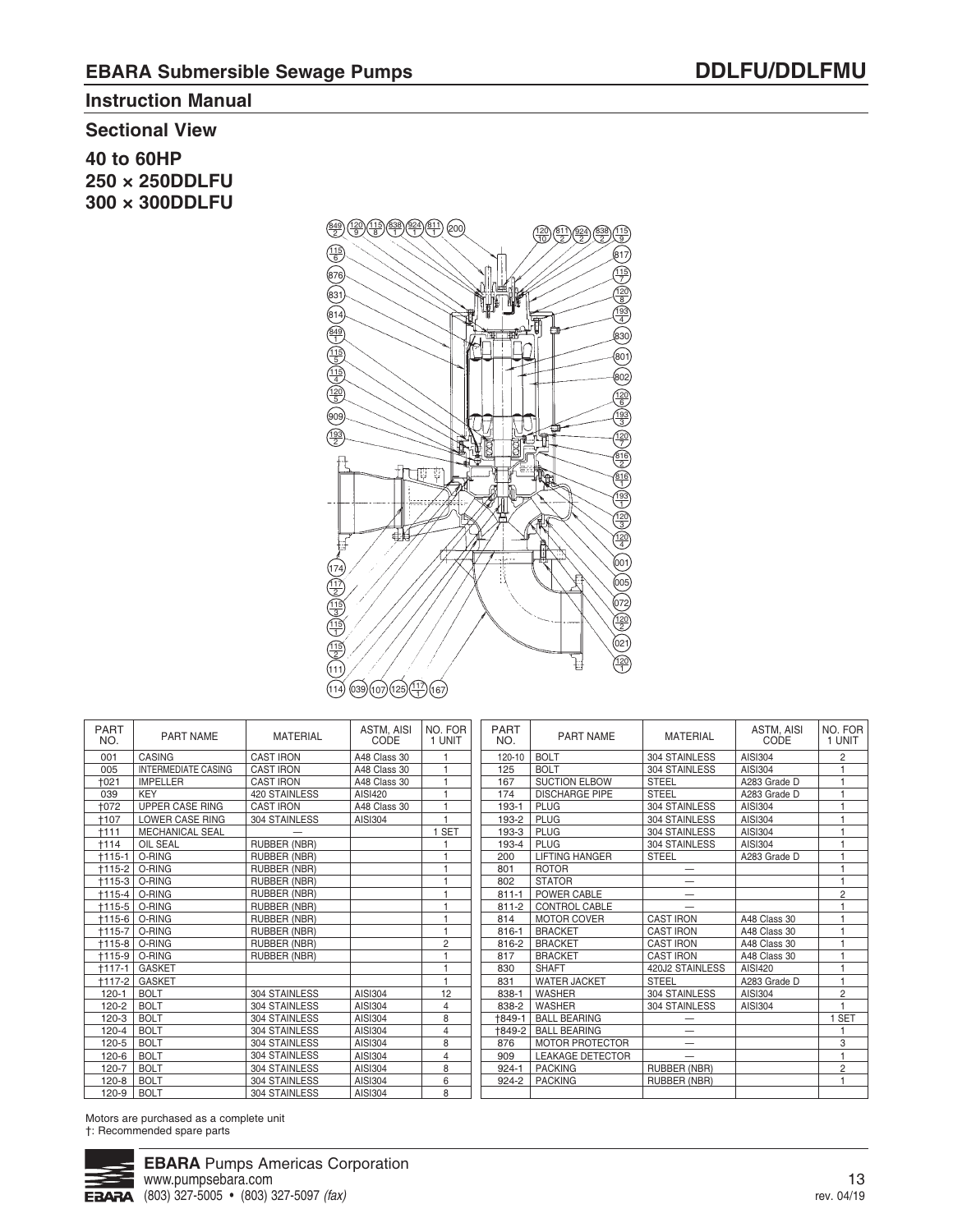## EBARA Submersible Sewage Pumps

## DDLFU/DDLFMU

### Instruction Manual

### Sectional View

**40 to 60HP**
**250 × 250DDLFU**
**300 × 300DDLFU**

| PART NO. | PART NAME | MATERIAL | ASTM, AISI CODE | NO. FOR 1 UNIT |
|---|---|---|---|---|
| 001 | CASING | CAST IRON | A48 Class 30 | 1 |
| 005 | INTERMEDIATE CASING | CAST IRON | A48 Class 30 | 1 |
| †021 | IMPELLER | CAST IRON | A48 Class 30 | 1 |
| 039 | KEY | 420 STAINLESS | AISI420 | 1 |
| †072 | UPPER CASE RING | CAST IRON | A48 Class 30 | 1 |
| †107 | LOWER CASE RING | 304 STAINLESS | AISI304 | 1 |
| †111 | MECHANICAL SEAL | — | | 1 SET |
| †114 | OIL SEAL | RUBBER (NBR) | | 1 |
| †115-1 | O-RING | RUBBER (NBR) | | 1 |
| †115-2 | O-RING | RUBBER (NBR) | | 1 |
| †115-3 | O-RING | RUBBER (NBR) | | 1 |
| †115-4 | O-RING | RUBBER (NBR) | | 1 |
| †115-5 | O-RING | RUBBER (NBR) | | 1 |
| †115-6 | O-RING | RUBBER (NBR) | | 1 |
| †115-7 | O-RING | RUBBER (NBR) | | 1 |
| †115-8 | O-RING | RUBBER (NBR) | | 2 |
| †115-9 | O-RING | RUBBER (NBR) | | 1 |
| †117-1 | GASKET | | | 1 |
| †117-2 | GASKET | | | 1 |
| 120-1 | BOLT | 304 STAINLESS | AISI304 | 12 |
| 120-2 | BOLT | 304 STAINLESS | AISI304 | 4 |
| 120-3 | BOLT | 304 STAINLESS | AISI304 | 8 |
| 120-4 | BOLT | 304 STAINLESS | AISI304 | 4 |
| 120-5 | BOLT | 304 STAINLESS | AISI304 | 8 |
| 120-6 | BOLT | 304 STAINLESS | AISI304 | 4 |
| 120-7 | BOLT | 304 STAINLESS | AISI304 | 8 |
| 120-8 | BOLT | 304 STAINLESS | AISI304 | 6 |
| 120-9 | BOLT | 304 STAINLESS | AISI304 | 8 |

| PART NO. | PART NAME | MATERIAL | ASTM, AISI CODE | NO. FOR 1 UNIT |
|---|---|---|---|---|
| 120-10 | BOLT | 304 STAINLESS | AISI304 | 2 |
| 125 | BOLT | 304 STAINLESS | AISI304 | 1 |
| 167 | SUCTION ELBOW | STEEL | A283 Grade D | 1 |
| 174 | DISCHARGE PIPE | STEEL | A283 Grade D | 1 |
| 193-1 | PLUG | 304 STAINLESS | AISI304 | 1 |
| 193-2 | PLUG | 304 STAINLESS | AISI304 | 1 |
| 193-3 | PLUG | 304 STAINLESS | AISI304 | 1 |
| 193-4 | PLUG | 304 STAINLESS | AISI304 | 1 |
| 200 | LIFTING HANGER | STEEL | A283 Grade D | 1 |
| 801 | ROTOR | — | | 1 |
| 802 | STATOR | — | | 1 |
| 811-1 | POWER CABLE | — | | 2 |
| 811-2 | CONTROL CABLE | — | | 1 |
| 814 | MOTOR COVER | CAST IRON | A48 Class 30 | 1 |
| 816-1 | BRACKET | CAST IRON | A48 Class 30 | 1 |
| 816-2 | BRACKET | CAST IRON | A48 Class 30 | 1 |
| 817 | BRACKET | CAST IRON | A48 Class 30 | 1 |
| 830 | SHAFT | 420J2 STAINLESS | AISI420 | 1 |
| 831 | WATER JACKET | STEEL | A283 Grade D | 1 |
| 838-1 | WASHER | 304 STAINLESS | AISI304 | 2 |
| 838-2 | WASHER | 304 STAINLESS | AISI304 | 1 |
| †849-1 | BALL BEARING | — | | 1 SET |
| †849-2 | BALL BEARING | — | | 1 |
| 876 | MOTOR PROTECTOR | — | | 3 |
| 909 | LEAKAGE DETECTOR | — | | 1 |
| 924-1 | PACKING | RUBBER (NBR) | | 2 |
| 924-2 | PACKING | RUBBER (NBR) | | 1 |

Motors are purchased as a complete unit
†: Recommended spare parts

**EBARA** Pumps Americas Corporation
www.pumpsebara.com
(803) 327-5005 • (803) 327-5097 *(fax)*

rev. 04/19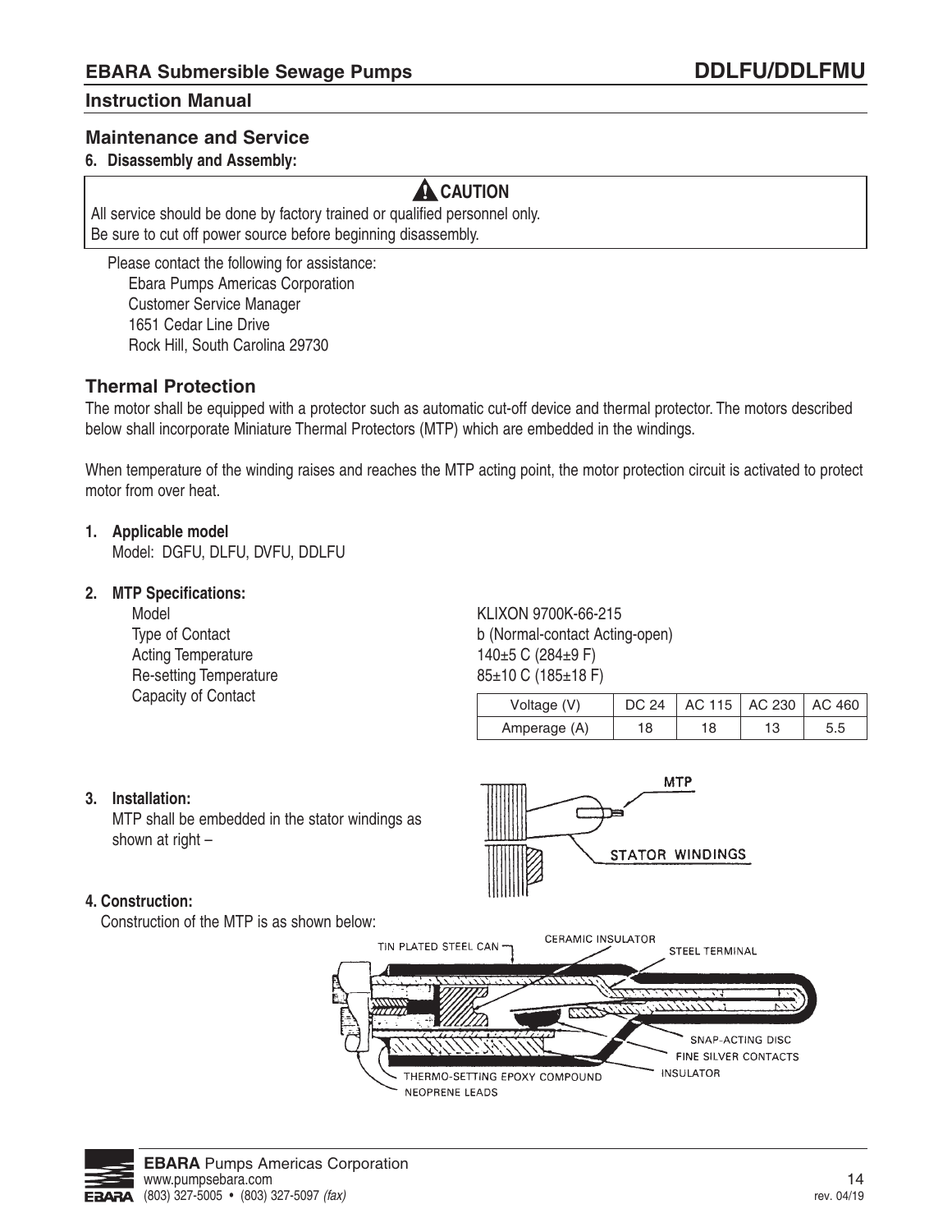## Maintenance and Service

**6. Disassembly and Assembly:**

> **⚠ CAUTION**
>
> All service should be done by factory trained or qualified personnel only.
> Be sure to cut off power source before beginning disassembly.

Please contact the following for assistance:

Ebara Pumps Americas Corporation
Customer Service Manager
1651 Cedar Line Drive
Rock Hill, South Carolina 29730

## Thermal Protection

The motor shall be equipped with a protector such as automatic cut-off device and thermal protector. The motors described below shall incorporate Miniature Thermal Protectors (MTP) which are embedded in the windings.

When temperature of the winding raises and reaches the MTP acting point, the motor protection circuit is activated to protect motor from over heat.

**1. Applicable model**

Model: DGFU, DLFU, DVFU, DDLFU

**2. MTP Specifications:**

| | |
|---|---|
| Model | KLIXON 9700K-66-215 |
| Type of Contact | b (Normal-contact Acting-open) |
| Acting Temperature | 140±5 C (284±9 F) |
| Re-setting Temperature | 85±10 C (185±18 F) |
| Capacity of Contact | |

| Voltage (V) | DC 24 | AC 115 | AC 230 | AC 460 |
|---|---|---|---|---|
| Amperage (A) | 18 | 18 | 13 | 5.5 |

**3. Installation:**

MTP shall be embedded in the stator windings as shown at right –

MTP

STATOR WINDINGS

**4. Construction:**

Construction of the MTP is as shown below:

TIN PLATED STEEL CAN, CERAMIC INSULATOR, STEEL TERMINAL, SNAP-ACTING DISC, FINE SILVER CONTACTS, INSULATOR, THERMO-SETTING EPOXY COMPOUND, NEOPRENE LEADS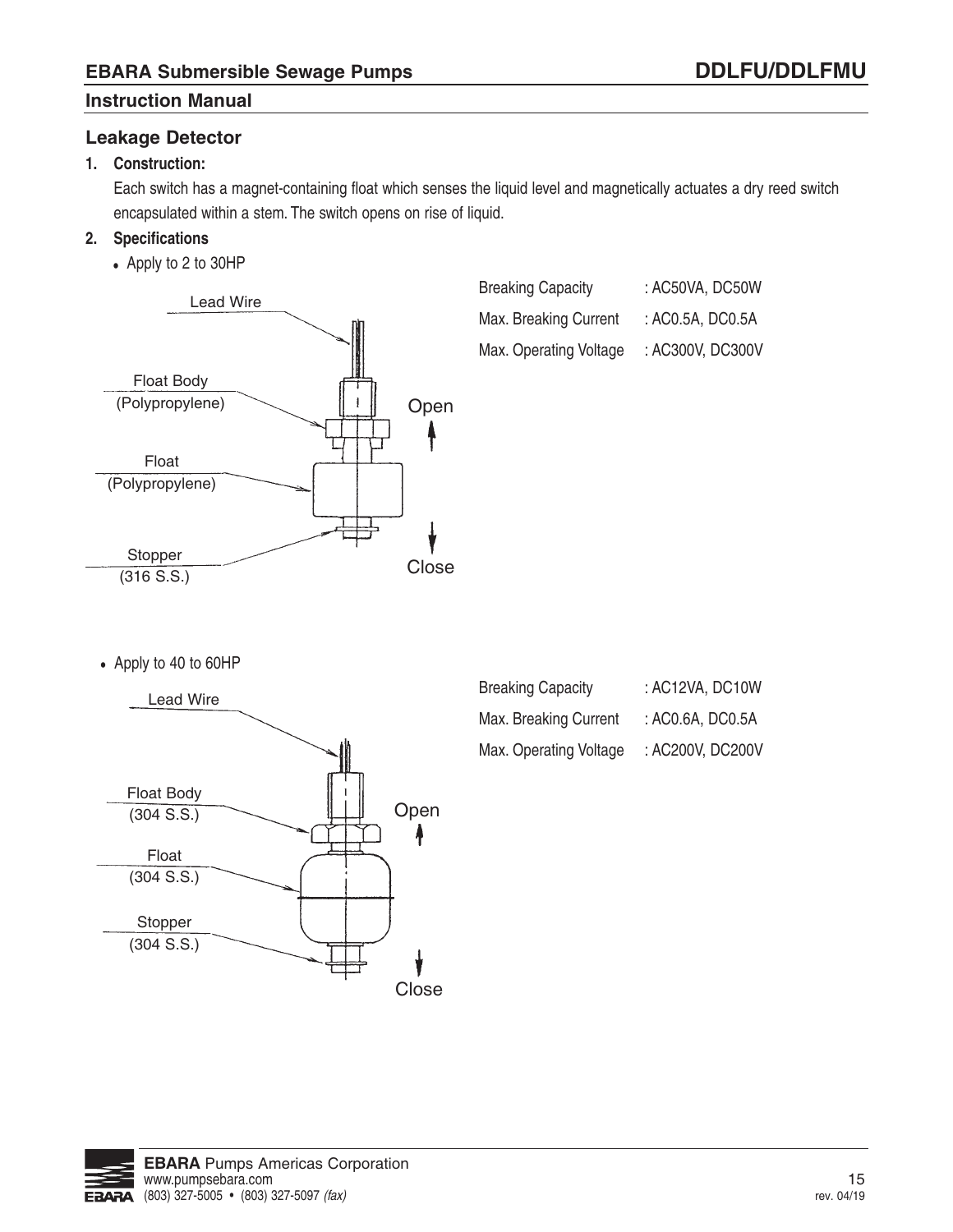## Leakage Detector

**1. Construction:**

Each switch has a magnet-containing float which senses the liquid level and magnetically actuates a dry reed switch encapsulated within a stem. The switch opens on rise of liquid.

**2. Specifications**

- Apply to 2 to 30HP

Lead Wire

Float Body (Polypropylene)

Float (Polypropylene)

Stopper (316 S.S.)

Open

Close

| | |
|---|---|
| Breaking Capacity | : AC50VA, DC50W |
| Max. Breaking Current | : AC0.5A, DC0.5A |
| Max. Operating Voltage | : AC300V, DC300V |

- Apply to 40 to 60HP

Lead Wire

Float Body (304 S.S.)

Float (304 S.S.)

Stopper (304 S.S.)

Open

Close

| | |
|---|---|
| Breaking Capacity | : AC12VA, DC10W |
| Max. Breaking Current | : AC0.6A, DC0.5A |
| Max. Operating Voltage | : AC200V, DC200V |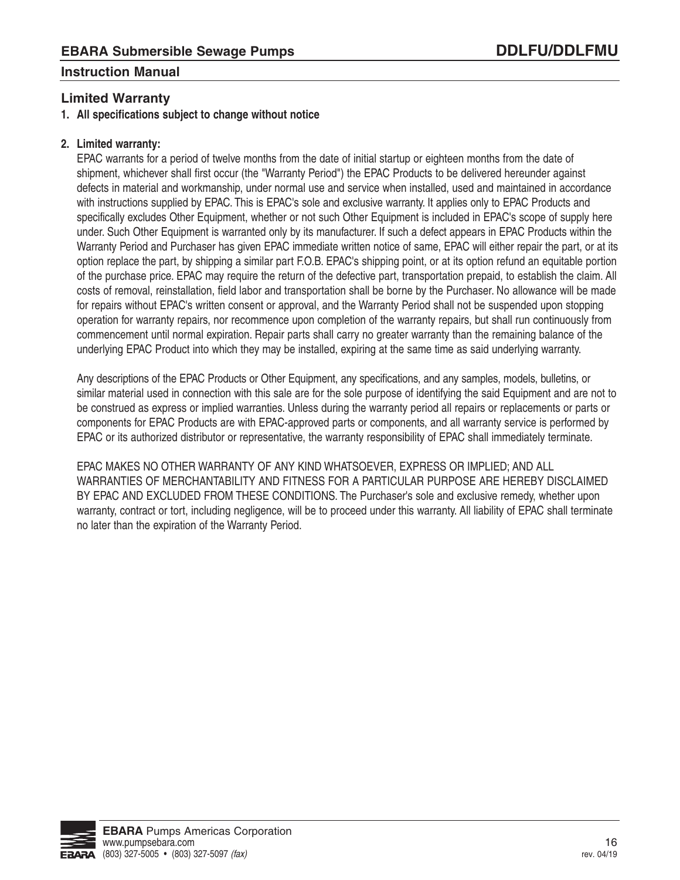## Limited Warranty

**1. All specifications subject to change without notice**

**2. Limited warranty:**

EPAC warrants for a period of twelve months from the date of initial startup or eighteen months from the date of shipment, whichever shall first occur (the "Warranty Period") the EPAC Products to be delivered hereunder against defects in material and workmanship, under normal use and service when installed, used and maintained in accordance with instructions supplied by EPAC. This is EPAC's sole and exclusive warranty. It applies only to EPAC Products and specifically excludes Other Equipment, whether or not such Other Equipment is included in EPAC's scope of supply here under. Such Other Equipment is warranted only by its manufacturer. If such a defect appears in EPAC Products within the Warranty Period and Purchaser has given EPAC immediate written notice of same, EPAC will either repair the part, or at its option replace the part, by shipping a similar part F.O.B. EPAC's shipping point, or at its option refund an equitable portion of the purchase price. EPAC may require the return of the defective part, transportation prepaid, to establish the claim. All costs of removal, reinstallation, field labor and transportation shall be borne by the Purchaser. No allowance will be made for repairs without EPAC's written consent or approval, and the Warranty Period shall not be suspended upon stopping operation for warranty repairs, nor recommence upon completion of the warranty repairs, but shall run continuously from commencement until normal expiration. Repair parts shall carry no greater warranty than the remaining balance of the underlying EPAC Product into which they may be installed, expiring at the same time as said underlying warranty.

Any descriptions of the EPAC Products or Other Equipment, any specifications, and any samples, models, bulletins, or similar material used in connection with this sale are for the sole purpose of identifying the said Equipment and are not to be construed as express or implied warranties. Unless during the warranty period all repairs or replacements or parts or components for EPAC Products are with EPAC-approved parts or components, and all warranty service is performed by EPAC or its authorized distributor or representative, the warranty responsibility of EPAC shall immediately terminate.

EPAC MAKES NO OTHER WARRANTY OF ANY KIND WHATSOEVER, EXPRESS OR IMPLIED; AND ALL WARRANTIES OF MERCHANTABILITY AND FITNESS FOR A PARTICULAR PURPOSE ARE HEREBY DISCLAIMED BY EPAC AND EXCLUDED FROM THESE CONDITIONS. The Purchaser's sole and exclusive remedy, whether upon warranty, contract or tort, including negligence, will be to proceed under this warranty. All liability of EPAC shall terminate no later than the expiration of the Warranty Period.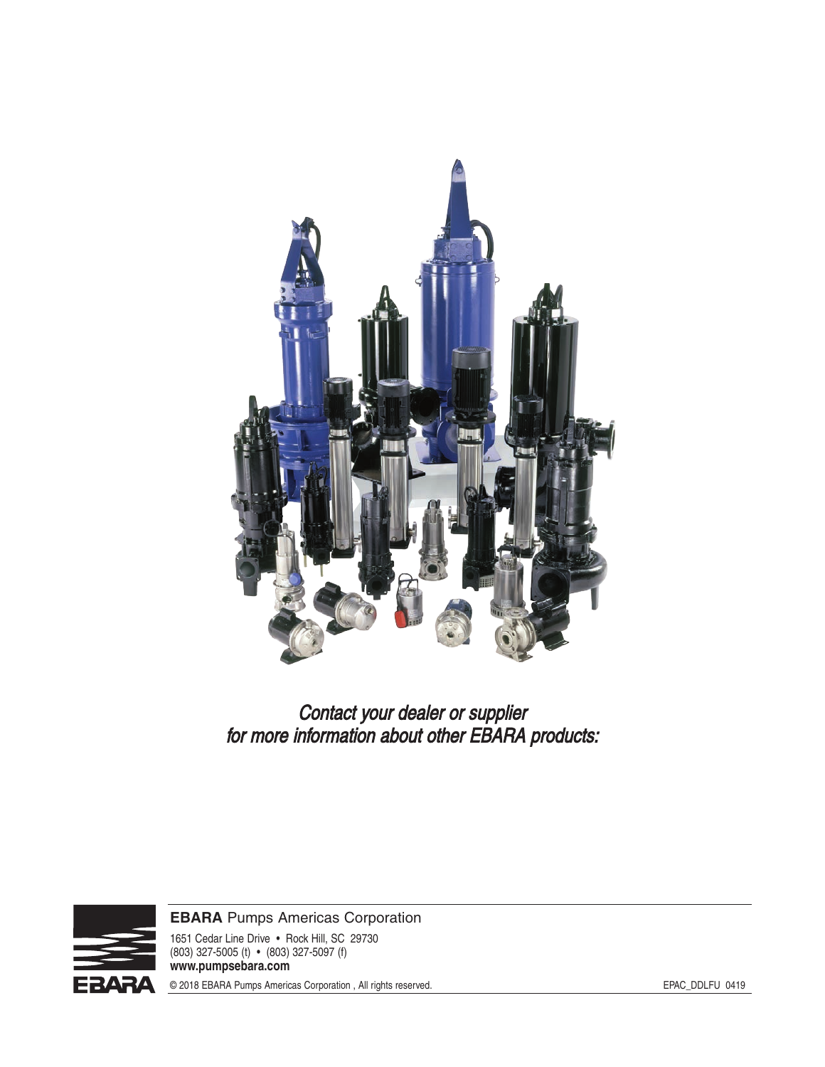*Contact your dealer or supplier for more information about other EBARA products:*

**EBARA** Pumps Americas Corporation

1651 Cedar Line Drive • Rock Hill, SC 29730
(803) 327-5005 (t) • (803) 327-5097 (f)
**www.pumpsebara.com**

© 2018 EBARA Pumps Americas Corporation , All rights reserved.

EPAC_DDLFU 0419